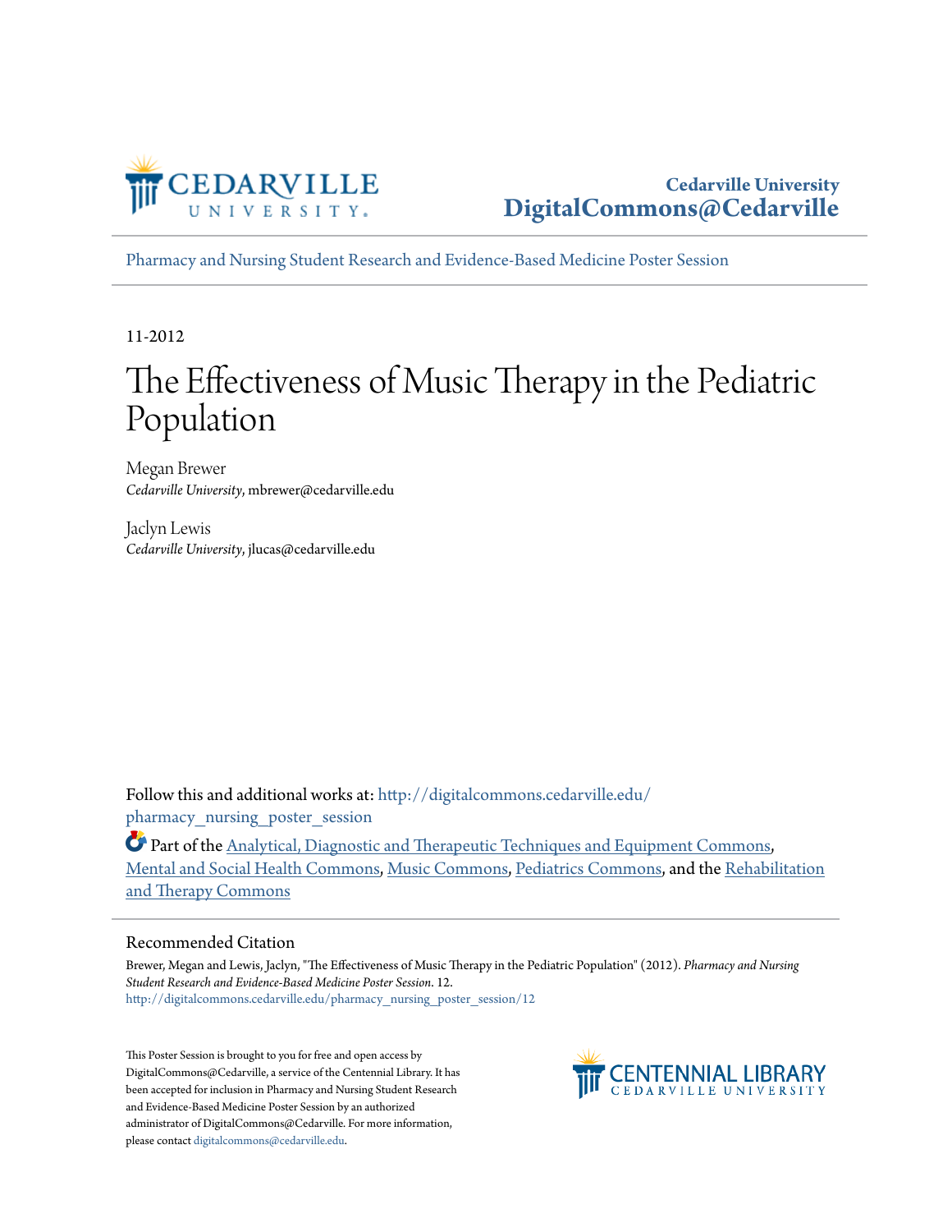Cedarville University
DigitalCommons@Cedarville

Pharmacy and Nursing Student Research and Evidence-Based Medicine Poster Session

11-2012

# The Effectiveness of Music Therapy in the Pediatric Population

Megan Brewer
*Cedarville University*, mbrewer@cedarville.edu

Jaclyn Lewis
*Cedarville University*, jlucas@cedarville.edu

Follow this and additional works at: http://digitalcommons.cedarville.edu/pharmacy_nursing_poster_session

Part of the Analytical, Diagnostic and Therapeutic Techniques and Equipment Commons, Mental and Social Health Commons, Music Commons, Pediatrics Commons, and the Rehabilitation and Therapy Commons

## Recommended Citation

Brewer, Megan and Lewis, Jaclyn, "The Effectiveness of Music Therapy in the Pediatric Population" (2012). *Pharmacy and Nursing Student Research and Evidence-Based Medicine Poster Session*. 12.
http://digitalcommons.cedarville.edu/pharmacy_nursing_poster_session/12

This Poster Session is brought to you for free and open access by DigitalCommons@Cedarville, a service of the Centennial Library. It has been accepted for inclusion in Pharmacy and Nursing Student Research and Evidence-Based Medicine Poster Session by an authorized administrator of DigitalCommons@Cedarville. For more information, please contact digitalcommons@cedarville.edu.

CENTENNIAL LIBRARY
CEDARVILLE UNIVERSITY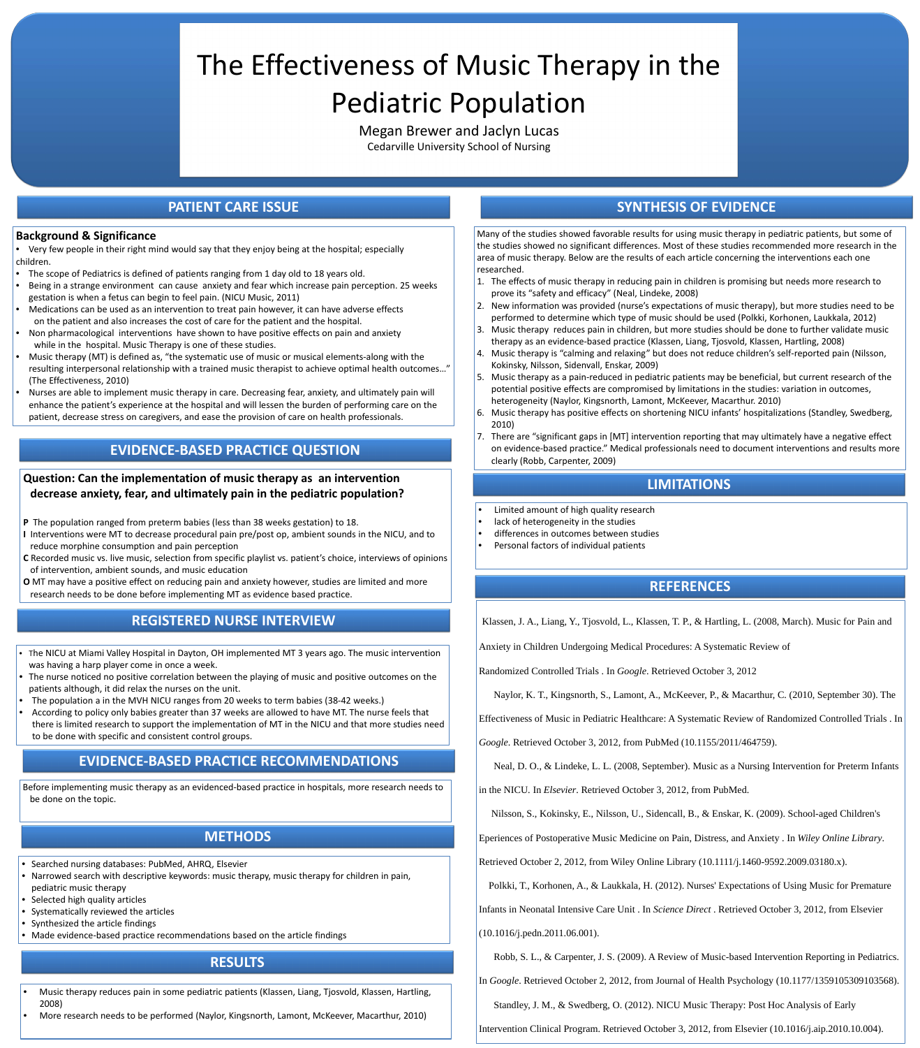# The Effectiveness of Music Therapy in the Pediatric Population

Megan Brewer and Jaclyn Lucas

Cedarville University School of Nursing

## PATIENT CARE ISSUE

### Background & Significance

- Very few people in their right mind would say that they enjoy being at the hospital; especially children.
- The scope of Pediatrics is defined of patients ranging from 1 day old to 18 years old.
- Being in a strange environment can cause anxiety and fear which increase pain perception. 25 weeks gestation is when a fetus can begin to feel pain. (NICU Music, 2011)
- Medications can be used as an intervention to treat pain however, it can have adverse effects on the patient and also increases the cost of care for the patient and the hospital.
- Non pharmacological interventions have shown to have positive effects on pain and anxiety while in the hospital. Music Therapy is one of these studies.
- Music therapy (MT) is defined as, "the systematic use of music or musical elements-along with the resulting interpersonal relationship with a trained music therapist to achieve optimal health outcomes…" (The Effectiveness, 2010)
- Nurses are able to implement music therapy in care. Decreasing fear, anxiety, and ultimately pain will enhance the patient's experience at the hospital and will lessen the burden of performing care on the patient, decrease stress on caregivers, and ease the provision of care on health professionals.

## EVIDENCE-BASED PRACTICE QUESTION

**Question: Can the implementation of music therapy as an intervention decrease anxiety, fear, and ultimately pain in the pediatric population?**

**P** The population ranged from preterm babies (less than 38 weeks gestation) to 18.

**I** Interventions were MT to decrease procedural pain pre/post op, ambient sounds in the NICU, and to reduce morphine consumption and pain perception

**C** Recorded music vs. live music, selection from specific playlist vs. patient's choice, interviews of opinions of intervention, ambient sounds, and music education

**O** MT may have a positive effect on reducing pain and anxiety however, studies are limited and more research needs to be done before implementing MT as evidence based practice.

## REGISTERED NURSE INTERVIEW

- The NICU at Miami Valley Hospital in Dayton, OH implemented MT 3 years ago. The music intervention was having a harp player come in once a week.
- The nurse noticed no positive correlation between the playing of music and positive outcomes on the patients although, it did relax the nurses on the unit.
- The population a in the MVH NICU ranges from 20 weeks to term babies (38-42 weeks.)
- According to policy only babies greater than 37 weeks are allowed to have MT. The nurse feels that there is limited research to support the implementation of MT in the NICU and that more studies need to be done with specific and consistent control groups.

## EVIDENCE-BASED PRACTICE RECOMMENDATIONS

Before implementing music therapy as an evidenced-based practice in hospitals, more research needs to be done on the topic.

## METHODS

- Searched nursing databases: PubMed, AHRQ, Elsevier
- Narrowed search with descriptive keywords: music therapy, music therapy for children in pain, pediatric music therapy
- Selected high quality articles
- Systematically reviewed the articles
- Synthesized the article findings
- Made evidence-based practice recommendations based on the article findings

## RESULTS

- Music therapy reduces pain in some pediatric patients (Klassen, Liang, Tjosvold, Klassen, Hartling, 2008)
- More research needs to be performed (Naylor, Kingsnorth, Lamont, McKeever, Macarthur, 2010)

## SYNTHESIS OF EVIDENCE

Many of the studies showed favorable results for using music therapy in pediatric patients, but some of the studies showed no significant differences. Most of these studies recommended more research in the area of music therapy. Below are the results of each article concerning the interventions each one researched.

1. The effects of music therapy in reducing pain in children is promising but needs more research to prove its "safety and efficacy" (Neal, Lindeke, 2008)
2. New information was provided (nurse's expectations of music therapy), but more studies need to be performed to determine which type of music should be used (Polkki, Korhonen, Laukkala, 2012)
3. Music therapy reduces pain in children, but more studies should be done to further validate music therapy as an evidence-based practice (Klassen, Liang, Tjosvold, Klassen, Hartling, 2008)
4. Music therapy is "calming and relaxing" but does not reduce children's self-reported pain (Nilsson, Kokinsky, Nilsson, Sidenvall, Enskar, 2009)
5. Music therapy as a pain-reduced in pediatric patients may be beneficial, but current research of the potential positive effects are compromised by limitations in the studies: variation in outcomes, heterogeneity (Naylor, Kingsnorth, Lamont, McKeever, Macarthur. 2010)
6. Music therapy has positive effects on shortening NICU infants' hospitalizations (Standley, Swedberg, 2010)
7. There are "significant gaps in [MT] intervention reporting that may ultimately have a negative effect on evidence-based practice." Medical professionals need to document interventions and results more clearly (Robb, Carpenter, 2009)

## LIMITATIONS

- Limited amount of high quality research
- lack of heterogeneity in the studies
- differences in outcomes between studies
- Personal factors of individual patients

## REFERENCES

Klassen, J. A., Liang, Y., Tjosvold, L., Klassen, T. P., & Hartling, L. (2008, March). Music for Pain and Anxiety in Children Undergoing Medical Procedures: A Systematic Review of Randomized Controlled Trials . In *Google*. Retrieved October 3, 2012

Naylor, K. T., Kingsnorth, S., Lamont, A., McKeever, P., & Macarthur, C. (2010, September 30). The Effectiveness of Music in Pediatric Healthcare: A Systematic Review of Randomized Controlled Trials . In *Google*. Retrieved October 3, 2012, from PubMed (10.1155/2011/464759).

Neal, D. O., & Lindeke, L. L. (2008, September). Music as a Nursing Intervention for Preterm Infants in the NICU. In *Elsevier*. Retrieved October 3, 2012, from PubMed.

Nilsson, S., Kokinsky, E., Nilsson, U., Sidencall, B., & Enskar, K. (2009). School-aged Children's Eperiences of Postoperative Music Medicine on Pain, Distress, and Anxiety . In *Wiley Online Library*. Retrieved October 2, 2012, from Wiley Online Library (10.1111/j.1460-9592.2009.03180.x).

Polkki, T., Korhonen, A., & Laukkala, H. (2012). Nurses' Expectations of Using Music for Premature Infants in Neonatal Intensive Care Unit . In *Science Direct* . Retrieved October 3, 2012, from Elsevier (10.1016/j.pedn.2011.06.001).

Robb, S. L., & Carpenter, J. S. (2009). A Review of Music-based Intervention Reporting in Pediatrics. In *Google*. Retrieved October 2, 2012, from Journal of Health Psychology (10.1177/1359105309103568).

Standley, J. M., & Swedberg, O. (2012). NICU Music Therapy: Post Hoc Analysis of Early Intervention Clinical Program. Retrieved October 3, 2012, from Elsevier (10.1016/j.aip.2010.10.004).